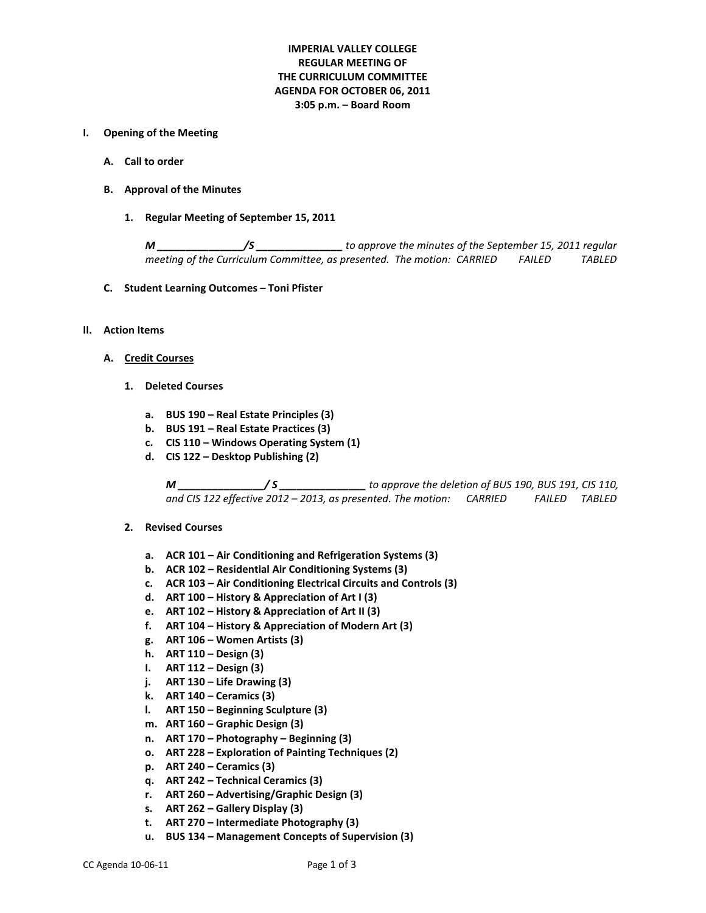**IMPERIAL VALLEY COLLEGE**
**REGULAR MEETING OF**
**THE CURRICULUM COMMITTEE**
**AGENDA FOR OCTOBER 06, 2011**
**3:05 p.m. – Board Room**

**I. Opening of the Meeting**

**A. Call to order**

**B. Approval of the Minutes**

**1. Regular Meeting of September 15, 2011**

*M _______________/S _______________ to approve the minutes of the September 15, 2011 regular meeting of the Curriculum Committee, as presented. The motion: CARRIED FAILED TABLED*

**C. Student Learning Outcomes – Toni Pfister**

**II. Action Items**

**A. Credit Courses**

**1. Deleted Courses**

- a. **BUS 190 – Real Estate Principles (3)**
- b. **BUS 191 – Real Estate Practices (3)**
- c. **CIS 110 – Windows Operating System (1)**
- d. **CIS 122 – Desktop Publishing (2)**

*M _______________/ S _______________ to approve the deletion of BUS 190, BUS 191, CIS 110, and CIS 122 effective 2012 – 2013, as presented. The motion: CARRIED FAILED TABLED*

**2. Revised Courses**

- a. **ACR 101 – Air Conditioning and Refrigeration Systems (3)**
- b. **ACR 102 – Residential Air Conditioning Systems (3)**
- c. **ACR 103 – Air Conditioning Electrical Circuits and Controls (3)**
- d. **ART 100 – History & Appreciation of Art I (3)**
- e. **ART 102 – History & Appreciation of Art II (3)**
- f. **ART 104 – History & Appreciation of Modern Art (3)**
- g. **ART 106 – Women Artists (3)**
- h. **ART 110 – Design (3)**
- I. **ART 112 – Design (3)**
- j. **ART 130 – Life Drawing (3)**
- k. **ART 140 – Ceramics (3)**
- l. **ART 150 – Beginning Sculpture (3)**
- m. **ART 160 – Graphic Design (3)**
- n. **ART 170 – Photography – Beginning (3)**
- o. **ART 228 – Exploration of Painting Techniques (2)**
- p. **ART 240 – Ceramics (3)**
- q. **ART 242 – Technical Ceramics (3)**
- r. **ART 260 – Advertising/Graphic Design (3)**
- s. **ART 262 – Gallery Display (3)**
- t. **ART 270 – Intermediate Photography (3)**
- u. **BUS 134 – Management Concepts of Supervision (3)**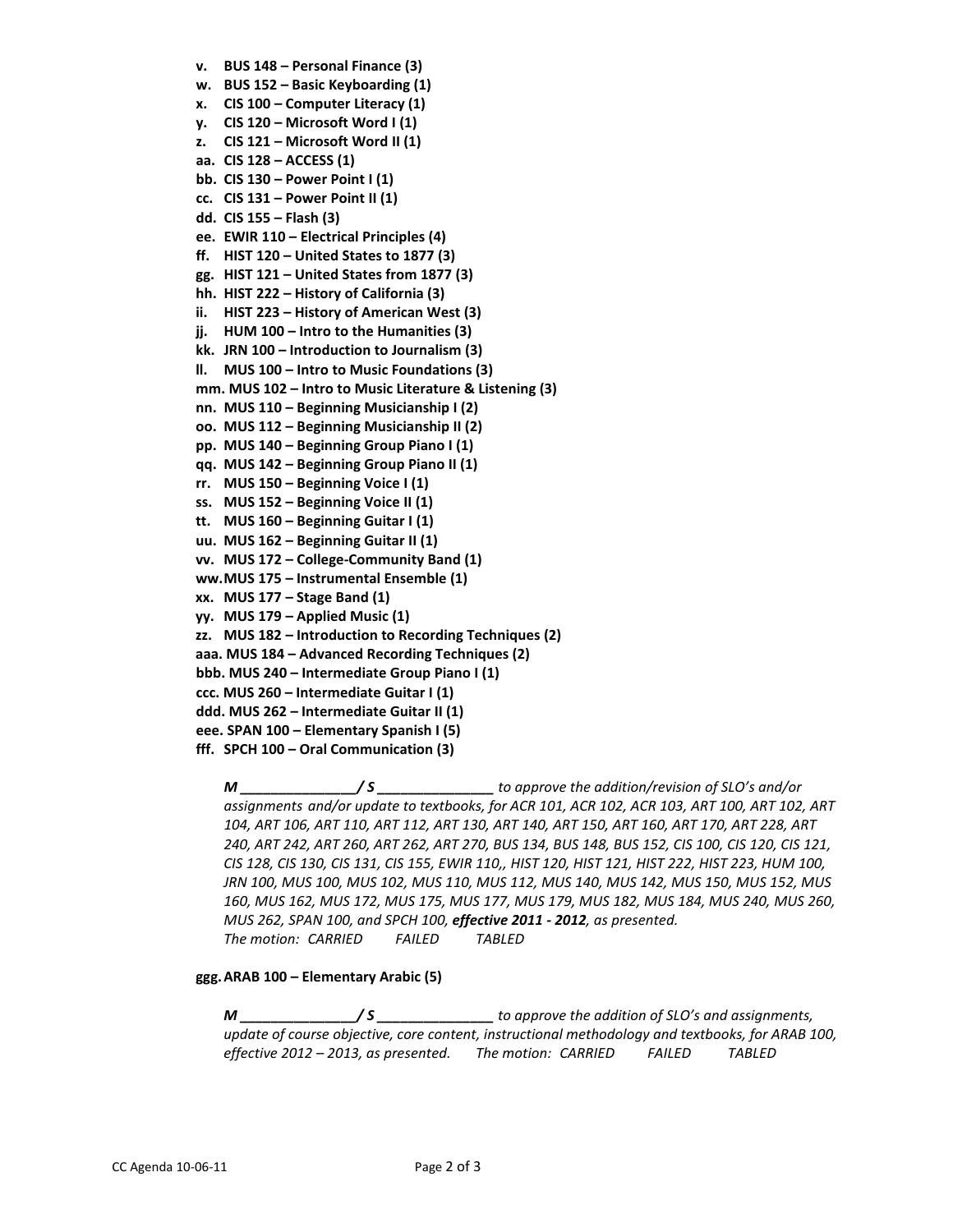- **v. BUS 148 – Personal Finance (3)**
- **w. BUS 152 – Basic Keyboarding (1)**
- **x. CIS 100 – Computer Literacy (1)**
- **y. CIS 120 – Microsoft Word I (1)**
- **z. CIS 121 – Microsoft Word II (1)**
- **aa. CIS 128 – ACCESS (1)**
- **bb. CIS 130 – Power Point I (1)**
- **cc. CIS 131 – Power Point II (1)**
- **dd. CIS 155 – Flash (3)**
- **ee. EWIR 110 – Electrical Principles (4)**
- **ff. HIST 120 – United States to 1877 (3)**
- **gg. HIST 121 – United States from 1877 (3)**
- **hh. HIST 222 – History of California (3)**
- **ii. HIST 223 – History of American West (3)**
- **jj. HUM 100 – Intro to the Humanities (3)**
- **kk. JRN 100 – Introduction to Journalism (3)**
- **ll. MUS 100 – Intro to Music Foundations (3)**
- **mm. MUS 102 – Intro to Music Literature & Listening (3)**
- **nn. MUS 110 – Beginning Musicianship I (2)**
- **oo. MUS 112 – Beginning Musicianship II (2)**
- **pp. MUS 140 – Beginning Group Piano I (1)**
- **qq. MUS 142 – Beginning Group Piano II (1)**
- **rr. MUS 150 – Beginning Voice I (1)**
- **ss. MUS 152 – Beginning Voice II (1)**
- **tt. MUS 160 – Beginning Guitar I (1)**
- **uu. MUS 162 – Beginning Guitar II (1)**
- **vv. MUS 172 – College-Community Band (1)**
- **ww. MUS 175 – Instrumental Ensemble (1)**
- **xx. MUS 177 – Stage Band (1)**
- **yy. MUS 179 – Applied Music (1)**
- **zz. MUS 182 – Introduction to Recording Techniques (2)**
- **aaa. MUS 184 – Advanced Recording Techniques (2)**
- **bbb. MUS 240 – Intermediate Group Piano I (1)**
- **ccc. MUS 260 – Intermediate Guitar I (1)**
- **ddd. MUS 262 – Intermediate Guitar II (1)**
- **eee. SPAN 100 – Elementary Spanish I (5)**
- **fff. SPCH 100 – Oral Communication (3)**

*__M ______________/ S ________________ to approve the addition/revision of SLO's and/or assignments and/or update to textbooks, for ACR 101, ACR 102, ACR 103, ART 100, ART 102, ART 104, ART 106, ART 110, ART 112, ART 130, ART 140, ART 150, ART 160, ART 170, ART 228, ART 240, ART 242, ART 260, ART 262, ART 270, BUS 134, BUS 148, BUS 152, CIS 100, CIS 120, CIS 121, CIS 128, CIS 130, CIS 131, CIS 155, EWIR 110,, HIST 120, HIST 121, HIST 222, HIST 223, HUM 100, JRN 100, MUS 100, MUS 102, MUS 110, MUS 112, MUS 140, MUS 142, MUS 150, MUS 152, MUS 160, MUS 162, MUS 172, MUS 175, MUS 177, MUS 179, MUS 182, MUS 184, MUS 240, MUS 260, MUS 262, SPAN 100, and SPCH 100, __effective 2011 - 2012__, as presented.*
*The motion: CARRIED FAILED TABLED*

- **ggg. ARAB 100 – Elementary Arabic (5)**

*__M ______________/ S ________________ to approve the addition of SLO's and assignments, update of course objective, core content, instructional methodology and textbooks, for ARAB 100, effective 2012 – 2013, as presented. The motion: CARRIED FAILED TABLED*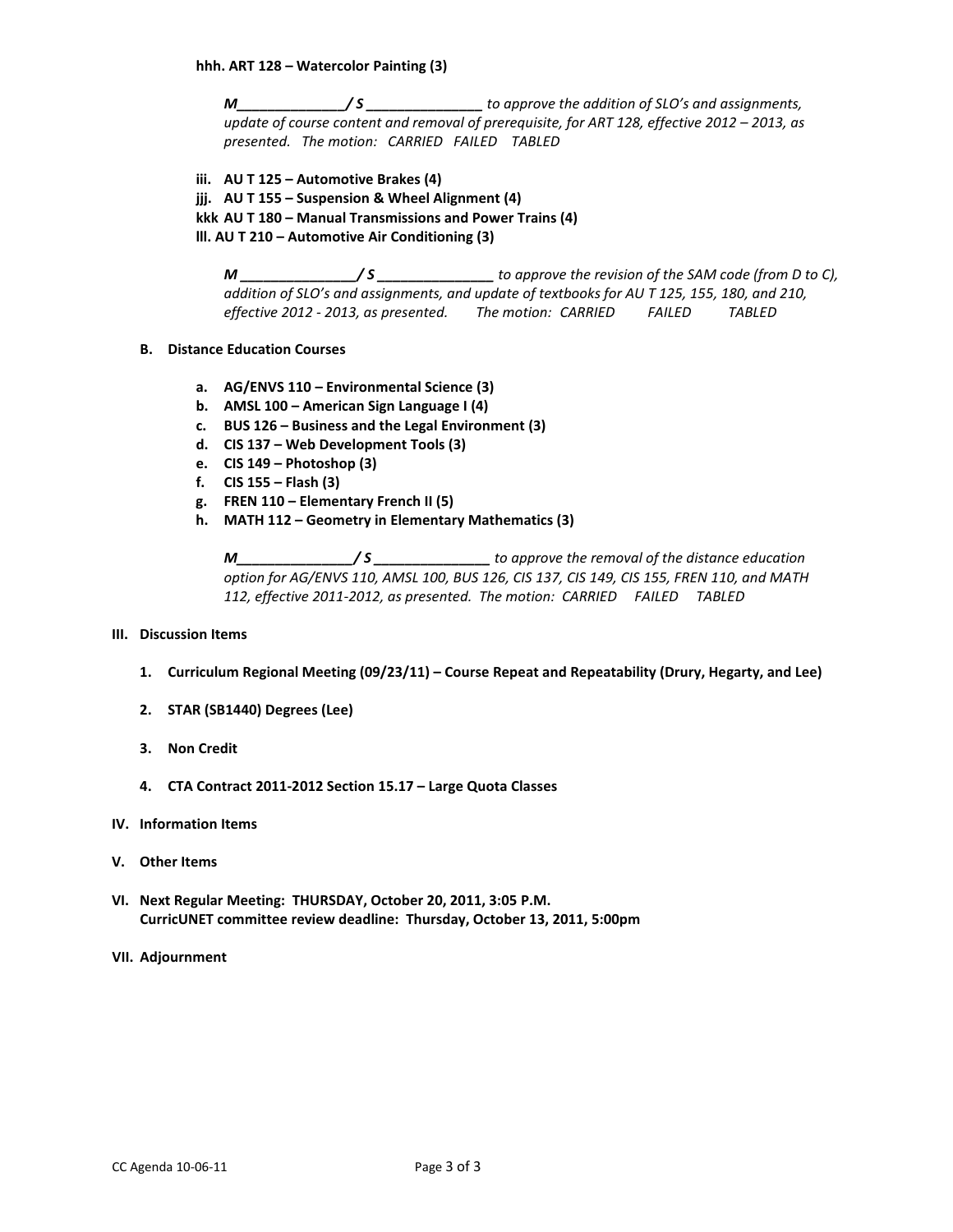**hhh. ART 128 – Watercolor Painting (3)**

*M______________/ S _______________ to approve the addition of SLO's and assignments, update of course content and removal of prerequisite, for ART 128, effective 2012 – 2013, as presented. The motion: CARRIED FAILED TABLED*

**iii. AU T 125 – Automotive Brakes (4)**
**jjj. AU T 155 – Suspension & Wheel Alignment (4)**
**kkk AU T 180 – Manual Transmissions and Power Trains (4)**
**lll. AU T 210 – Automotive Air Conditioning (3)**

*M _______________/ S _______________ to approve the revision of the SAM code (from D to C), addition of SLO's and assignments, and update of textbooks for AU T 125, 155, 180, and 210, effective 2012 - 2013, as presented. The motion: CARRIED FAILED TABLED*

**B. Distance Education Courses**

a. **AG/ENVS 110 – Environmental Science (3)**
b. **AMSL 100 – American Sign Language I (4)**
c. **BUS 126 – Business and the Legal Environment (3)**
d. **CIS 137 – Web Development Tools (3)**
e. **CIS 149 – Photoshop (3)**
f. **CIS 155 – Flash (3)**
g. **FREN 110 – Elementary French II (5)**
h. **MATH 112 – Geometry in Elementary Mathematics (3)**

*M_______________/ S _______________ to approve the removal of the distance education option for AG/ENVS 110, AMSL 100, BUS 126, CIS 137, CIS 149, CIS 155, FREN 110, and MATH 112, effective 2011-2012, as presented. The motion: CARRIED FAILED TABLED*

## III. Discussion Items

1. **Curriculum Regional Meeting (09/23/11) – Course Repeat and Repeatability (Drury, Hegarty, and Lee)**
2. **STAR (SB1440) Degrees (Lee)**
3. **Non Credit**
4. **CTA Contract 2011-2012 Section 15.17 – Large Quota Classes**

## IV. Information Items

## V. Other Items

## VI. Next Regular Meeting: THURSDAY, October 20, 2011, 3:05 P.M.

**CurricUNET committee review deadline: Thursday, October 13, 2011, 5:00pm**

## VII. Adjournment